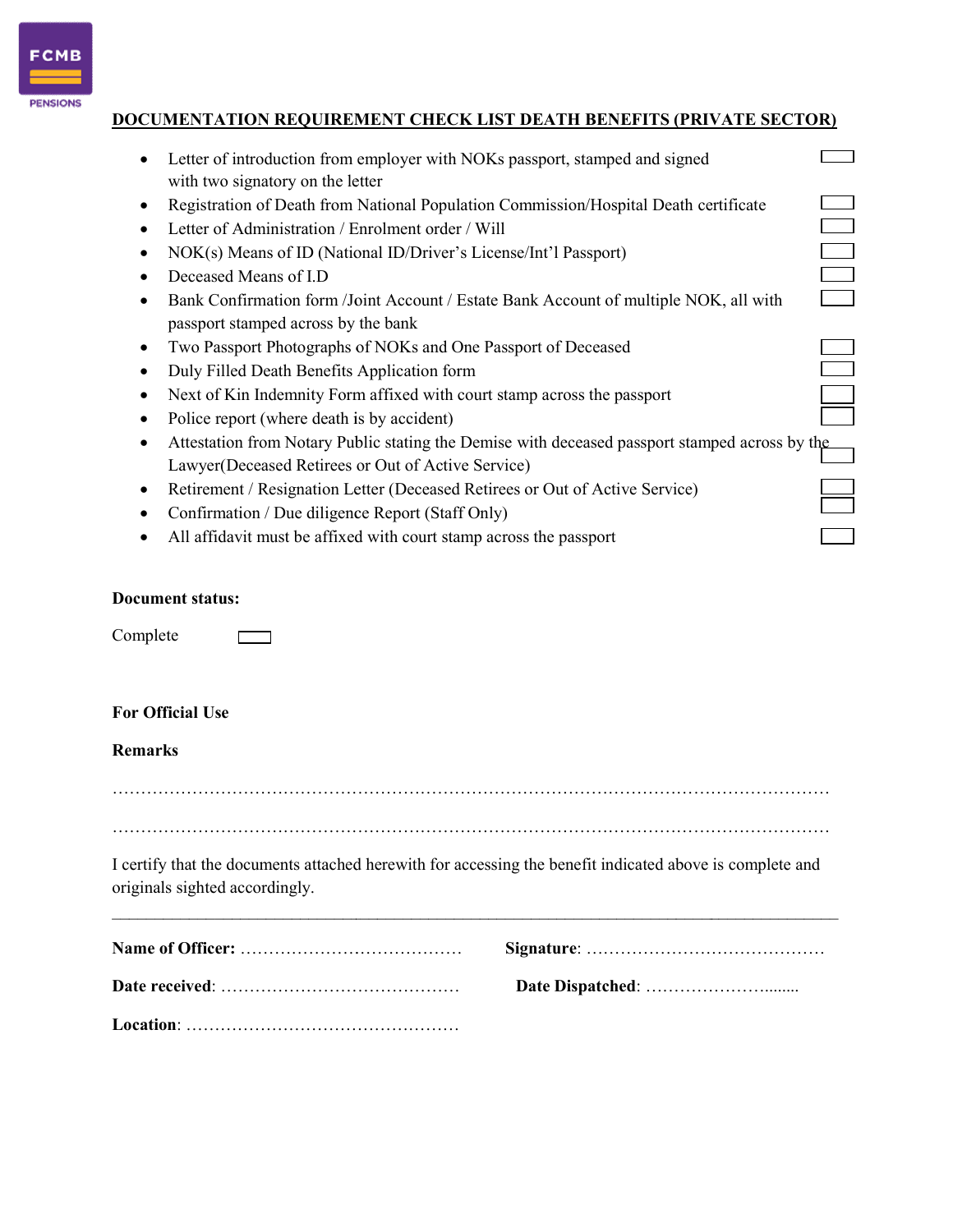FCMB PENSIONS

## DOCUMENTATION REQUIREMENT CHECK LIST DEATH BENEFITS (PRIVATE SECTOR)

- Letter of introduction from employer with NOKs passport, stamped and signed with two signatory on the letter ☐
- Registration of Death from National Population Commission/Hospital Death certificate ☐
- Letter of Administration / Enrolment order / Will ☐
- NOK(s) Means of ID (National ID/Driver's License/Int'l Passport) ☐
- Deceased Means of I.D ☐
- Bank Confirmation form /Joint Account / Estate Bank Account of multiple NOK, all with passport stamped across by the bank ☐
- Two Passport Photographs of NOKs and One Passport of Deceased ☐
- Duly Filled Death Benefits Application form ☐
- Next of Kin Indemnity Form affixed with court stamp across the passport ☐
- Police report (where death is by accident) ☐
- Attestation from Notary Public stating the Demise with deceased passport stamped across by the Lawyer(Deceased Retirees or Out of Active Service) ☐
- Retirement / Resignation Letter (Deceased Retirees or Out of Active Service) ☐
- Confirmation / Due diligence Report (Staff Only) ☐
- All affidavit must be affixed with court stamp across the passport ☐

**Document status:**

Complete ☐

**For Official Use**

**Remarks**

…………………………………………………………………………………………………………………

…………………………………………………………………………………………………………………

I certify that the documents attached herewith for accessing the benefit indicated above is complete and originals sighted accordingly.

**Name of Officer:** ……………………………………

**Signature**: ……………………………………

**Date received**: ……………………………………

**Date Dispatched**: ……………………........

**Location**: …………………………………………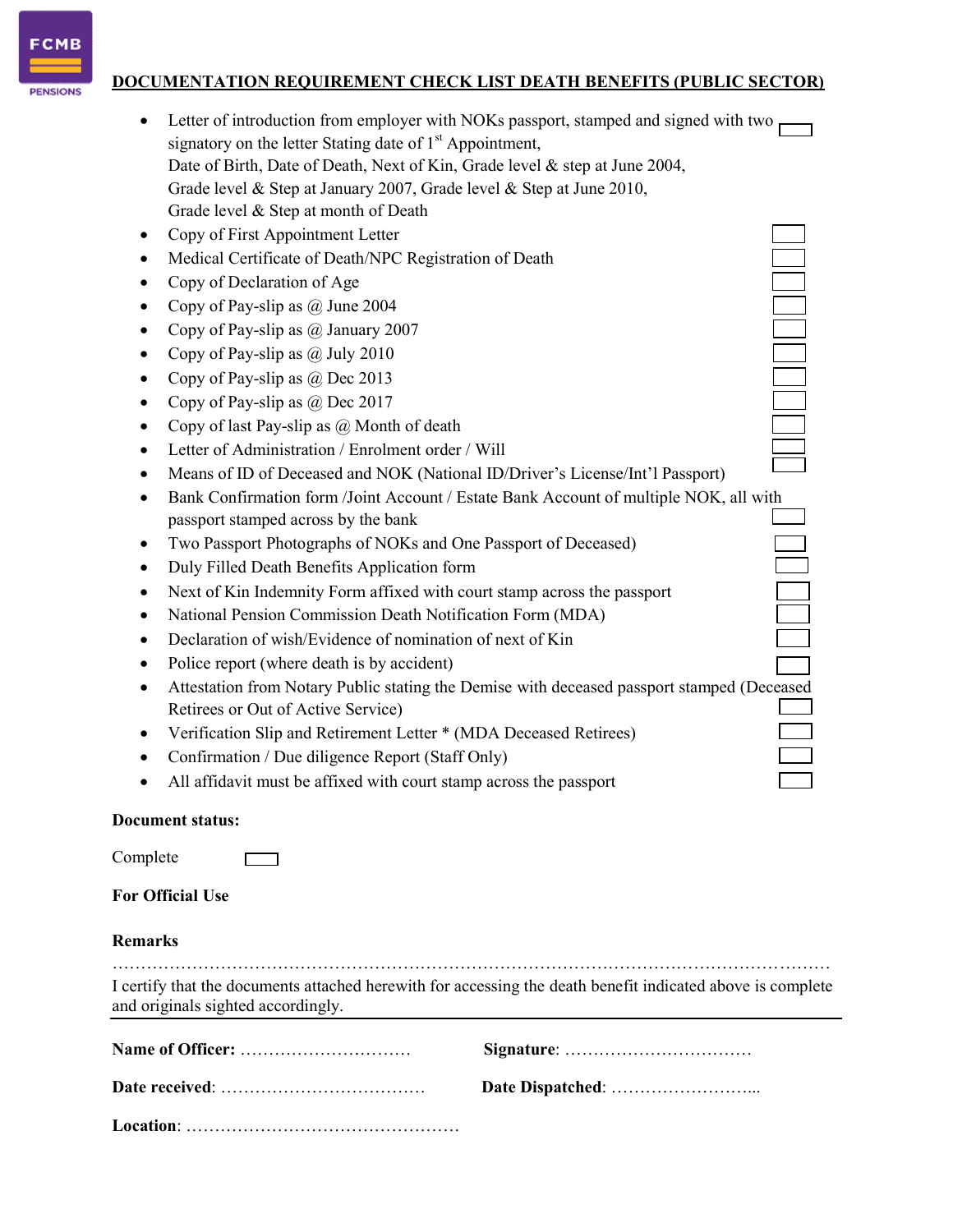## DOCUMENTATION REQUIREMENT CHECK LIST DEATH BENEFITS (PUBLIC SECTOR)

- Letter of introduction from employer with NOKs passport, stamped and signed with two signatory on the letter Stating date of 1st Appointment, Date of Birth, Date of Death, Next of Kin, Grade level & step at June 2004, Grade level & Step at January 2007, Grade level & Step at June 2010, Grade level & Step at month of Death
- Copy of First Appointment Letter
- Medical Certificate of Death/NPC Registration of Death
- Copy of Declaration of Age
- Copy of Pay-slip as @ June 2004
- Copy of Pay-slip as @ January 2007
- Copy of Pay-slip as @ July 2010
- Copy of Pay-slip as @ Dec 2013
- Copy of Pay-slip as @ Dec 2017
- Copy of last Pay-slip as @ Month of death
- Letter of Administration / Enrolment order / Will
- Means of ID of Deceased and NOK (National ID/Driver's License/Int'l Passport)
- Bank Confirmation form /Joint Account / Estate Bank Account of multiple NOK, all with passport stamped across by the bank
- Two Passport Photographs of NOKs and One Passport of Deceased)
- Duly Filled Death Benefits Application form
- Next of Kin Indemnity Form affixed with court stamp across the passport
- National Pension Commission Death Notification Form (MDA)
- Declaration of wish/Evidence of nomination of next of Kin
- Police report (where death is by accident)
- Attestation from Notary Public stating the Demise with deceased passport stamped (Deceased Retirees or Out of Active Service)
- Verification Slip and Retirement Letter * (MDA Deceased Retirees)
- Confirmation / Due diligence Report (Staff Only)
- All affidavit must be affixed with court stamp across the passport

**Document status:**

Complete

**For Official Use**

**Remarks**

…………………………………………………………………………………………………………………

I certify that the documents attached herewith for accessing the death benefit indicated above is complete and originals sighted accordingly.

**Name of Officer:** ………………………… **Signature**: ……………………………

**Date received**: ……………………………… **Date Dispatched**: ……………………...

**Location**: …………………………………………